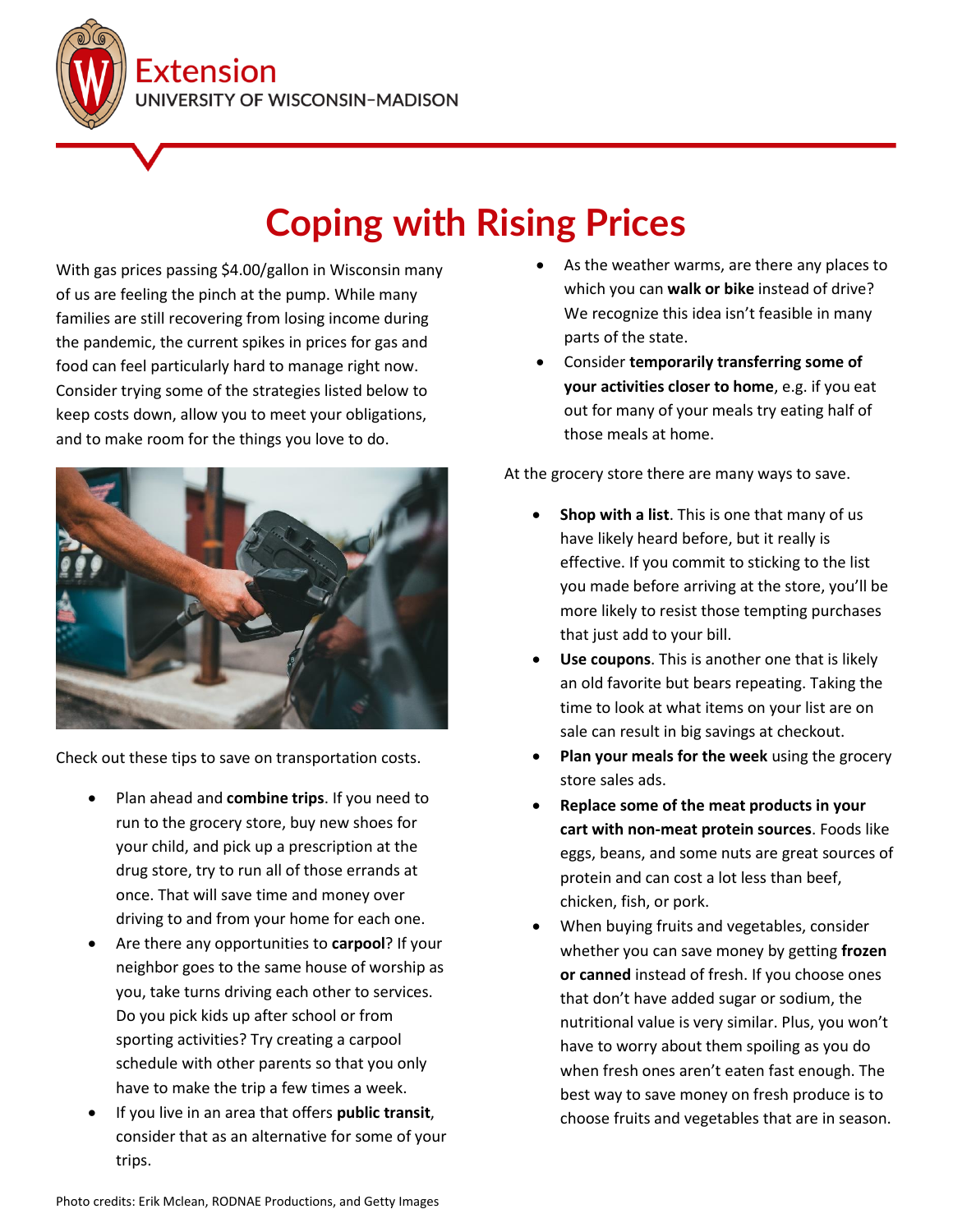Extension
UNIVERSITY OF WISCONSIN–MADISON

# Coping with Rising Prices

With gas prices passing $4.00/gallon in Wisconsin many of us are feeling the pinch at the pump. While many families are still recovering from losing income during the pandemic, the current spikes in prices for gas and food can feel particularly hard to manage right now. Consider trying some of the strategies listed below to keep costs down, allow you to meet your obligations, and to make room for the things you love to do.

Check out these tips to save on transportation costs.

- Plan ahead and **combine trips**. If you need to run to the grocery store, buy new shoes for your child, and pick up a prescription at the drug store, try to run all of those errands at once. That will save time and money over driving to and from your home for each one.
- Are there any opportunities to **carpool**? If your neighbor goes to the same house of worship as you, take turns driving each other to services. Do you pick kids up after school or from sporting activities? Try creating a carpool schedule with other parents so that you only have to make the trip a few times a week.
- If you live in an area that offers **public transit**, consider that as an alternative for some of your trips.
- As the weather warms, are there any places to which you can **walk or bike** instead of drive? We recognize this idea isn't feasible in many parts of the state.
- Consider **temporarily transferring some of your activities closer to home**, e.g. if you eat out for many of your meals try eating half of those meals at home.

At the grocery store there are many ways to save.

- **Shop with a list**. This is one that many of us have likely heard before, but it really is effective. If you commit to sticking to the list you made before arriving at the store, you'll be more likely to resist those tempting purchases that just add to your bill.
- **Use coupons**. This is another one that is likely an old favorite but bears repeating. Taking the time to look at what items on your list are on sale can result in big savings at checkout.
- **Plan your meals for the week** using the grocery store sales ads.
- **Replace some of the meat products in your cart with non-meat protein sources**. Foods like eggs, beans, and some nuts are great sources of protein and can cost a lot less than beef, chicken, fish, or pork.
- When buying fruits and vegetables, consider whether you can save money by getting **frozen or canned** instead of fresh. If you choose ones that don't have added sugar or sodium, the nutritional value is very similar. Plus, you won't have to worry about them spoiling as you do when fresh ones aren't eaten fast enough. The best way to save money on fresh produce is to choose fruits and vegetables that are in season.

Photo credits: Erik Mclean, RODNAE Productions, and Getty Images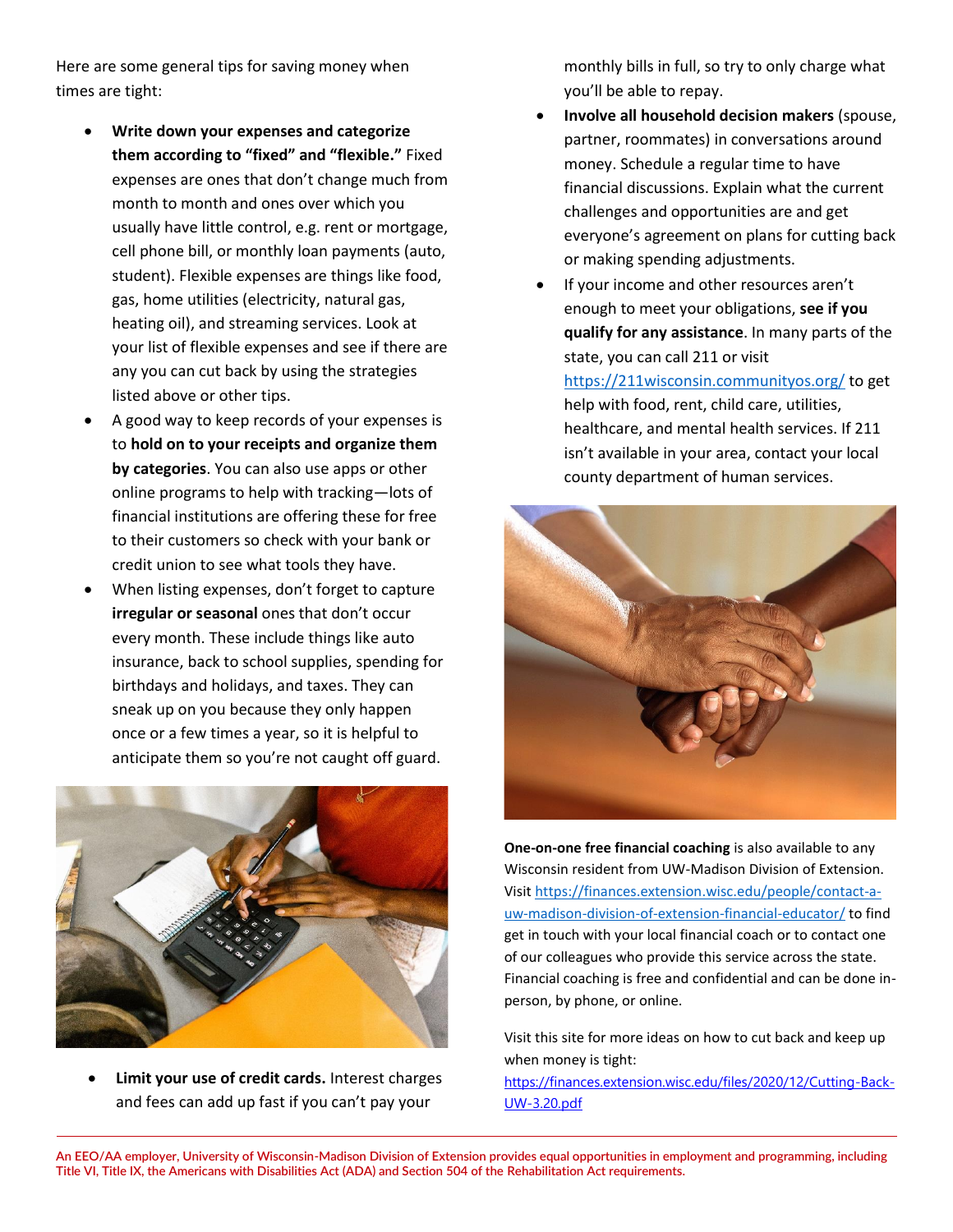Here are some general tips for saving money when times are tight:

- **Write down your expenses and categorize them according to "fixed" and "flexible."** Fixed expenses are ones that don't change much from month to month and ones over which you usually have little control, e.g. rent or mortgage, cell phone bill, or monthly loan payments (auto, student). Flexible expenses are things like food, gas, home utilities (electricity, natural gas, heating oil), and streaming services. Look at your list of flexible expenses and see if there are any you can cut back by using the strategies listed above or other tips.
- A good way to keep records of your expenses is to **hold on to your receipts and organize them by categories**. You can also use apps or other online programs to help with tracking—lots of financial institutions are offering these for free to their customers so check with your bank or credit union to see what tools they have.
- When listing expenses, don't forget to capture **irregular or seasonal** ones that don't occur every month. These include things like auto insurance, back to school supplies, spending for birthdays and holidays, and taxes. They can sneak up on you because they only happen once or a few times a year, so it is helpful to anticipate them so you're not caught off guard.
- **Limit your use of credit cards.** Interest charges and fees can add up fast if you can't pay your monthly bills in full, so try to only charge what you'll be able to repay.
- **Involve all household decision makers** (spouse, partner, roommates) in conversations around money. Schedule a regular time to have financial discussions. Explain what the current challenges and opportunities are and get everyone's agreement on plans for cutting back or making spending adjustments.
- If your income and other resources aren't enough to meet your obligations, **see if you qualify for any assistance**. In many parts of the state, you can call 211 or visit https://211wisconsin.communityos.org/ to get help with food, rent, child care, utilities, healthcare, and mental health services. If 211 isn't available in your area, contact your local county department of human services.

**One-on-one free financial coaching** is also available to any Wisconsin resident from UW-Madison Division of Extension. Visit https://finances.extension.wisc.edu/people/contact-a-uw-madison-division-of-extension-financial-educator/ to find get in touch with your local financial coach or to contact one of our colleagues who provide this service across the state. Financial coaching is free and confidential and can be done in-person, by phone, or online.

Visit this site for more ideas on how to cut back and keep up when money is tight: https://finances.extension.wisc.edu/files/2020/12/Cutting-Back-UW-3.20.pdf

An EEO/AA employer, University of Wisconsin-Madison Division of Extension provides equal opportunities in employment and programming, including Title VI, Title IX, the Americans with Disabilities Act (ADA) and Section 504 of the Rehabilitation Act requirements.